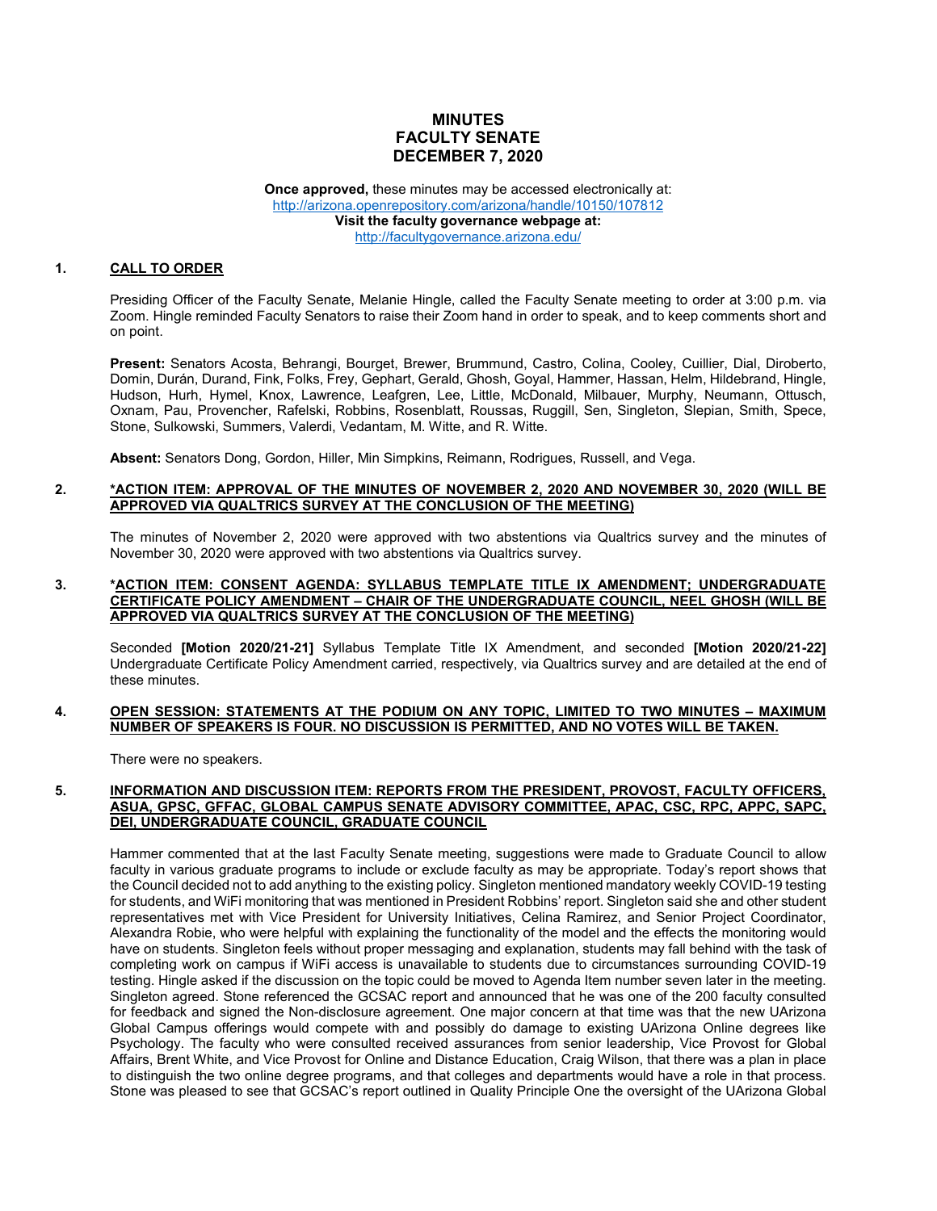# MINUTES
# FACULTY SENATE
# DECEMBER 7, 2020

**Once approved,** these minutes may be accessed electronically at:
http://arizona.openrepository.com/arizona/handle/10150/107812
**Visit the faculty governance webpage at:**
http://facultygovernance.arizona.edu/

## 1. CALL TO ORDER

Presiding Officer of the Faculty Senate, Melanie Hingle, called the Faculty Senate meeting to order at 3:00 p.m. via Zoom. Hingle reminded Faculty Senators to raise their Zoom hand in order to speak, and to keep comments short and on point.

**Present:** Senators Acosta, Behrangi, Bourget, Brewer, Brummund, Castro, Colina, Cooley, Cuillier, Dial, Diroberto, Domin, Durán, Durand, Fink, Folks, Frey, Gephart, Gerald, Ghosh, Goyal, Hammer, Hassan, Helm, Hildebrand, Hingle, Hudson, Hurh, Hymel, Knox, Lawrence, Leafgren, Lee, Little, McDonald, Milbauer, Murphy, Neumann, Ottusch, Oxnam, Pau, Provencher, Rafelski, Robbins, Rosenblatt, Roussas, Ruggill, Sen, Singleton, Slepian, Smith, Spece, Stone, Sulkowski, Summers, Valerdi, Vedantam, M. Witte, and R. Witte.

**Absent:** Senators Dong, Gordon, Hiller, Min Simpkins, Reimann, Rodrigues, Russell, and Vega.

## 2. *ACTION ITEM: APPROVAL OF THE MINUTES OF NOVEMBER 2, 2020 AND NOVEMBER 30, 2020 (WILL BE APPROVED VIA QUALTRICS SURVEY AT THE CONCLUSION OF THE MEETING)

The minutes of November 2, 2020 were approved with two abstentions via Qualtrics survey and the minutes of November 30, 2020 were approved with two abstentions via Qualtrics survey.

## 3. *ACTION ITEM: CONSENT AGENDA: SYLLABUS TEMPLATE TITLE IX AMENDMENT; UNDERGRADUATE CERTIFICATE POLICY AMENDMENT – CHAIR OF THE UNDERGRADUATE COUNCIL, NEEL GHOSH (WILL BE APPROVED VIA QUALTRICS SURVEY AT THE CONCLUSION OF THE MEETING)

Seconded **[Motion 2020/21-21]** Syllabus Template Title IX Amendment, and seconded **[Motion 2020/21-22]** Undergraduate Certificate Policy Amendment carried, respectively, via Qualtrics survey and are detailed at the end of these minutes.

## 4. OPEN SESSION: STATEMENTS AT THE PODIUM ON ANY TOPIC, LIMITED TO TWO MINUTES – MAXIMUM NUMBER OF SPEAKERS IS FOUR. NO DISCUSSION IS PERMITTED, AND NO VOTES WILL BE TAKEN.

There were no speakers.

## 5. INFORMATION AND DISCUSSION ITEM: REPORTS FROM THE PRESIDENT, PROVOST, FACULTY OFFICERS, ASUA, GPSC, GFFAC, GLOBAL CAMPUS SENATE ADVISORY COMMITTEE, APAC, CSC, RPC, APPC, SAPC, DEI, UNDERGRADUATE COUNCIL, GRADUATE COUNCIL

Hammer commented that at the last Faculty Senate meeting, suggestions were made to Graduate Council to allow faculty in various graduate programs to include or exclude faculty as may be appropriate. Today's report shows that the Council decided not to add anything to the existing policy. Singleton mentioned mandatory weekly COVID-19 testing for students, and WiFi monitoring that was mentioned in President Robbins' report. Singleton said she and other student representatives met with Vice President for University Initiatives, Celina Ramirez, and Senior Project Coordinator, Alexandra Robie, who were helpful with explaining the functionality of the model and the effects the monitoring would have on students. Singleton feels without proper messaging and explanation, students may fall behind with the task of completing work on campus if WiFi access is unavailable to students due to circumstances surrounding COVID-19 testing. Hingle asked if the discussion on the topic could be moved to Agenda Item number seven later in the meeting. Singleton agreed. Stone referenced the GCSAC report and announced that he was one of the 200 faculty consulted for feedback and signed the Non-disclosure agreement. One major concern at that time was that the new UArizona Global Campus offerings would compete with and possibly do damage to existing UArizona Online degrees like Psychology. The faculty who were consulted received assurances from senior leadership, Vice Provost for Global Affairs, Brent White, and Vice Provost for Online and Distance Education, Craig Wilson, that there was a plan in place to distinguish the two online degree programs, and that colleges and departments would have a role in that process. Stone was pleased to see that GCSAC's report outlined in Quality Principle One the oversight of the UArizona Global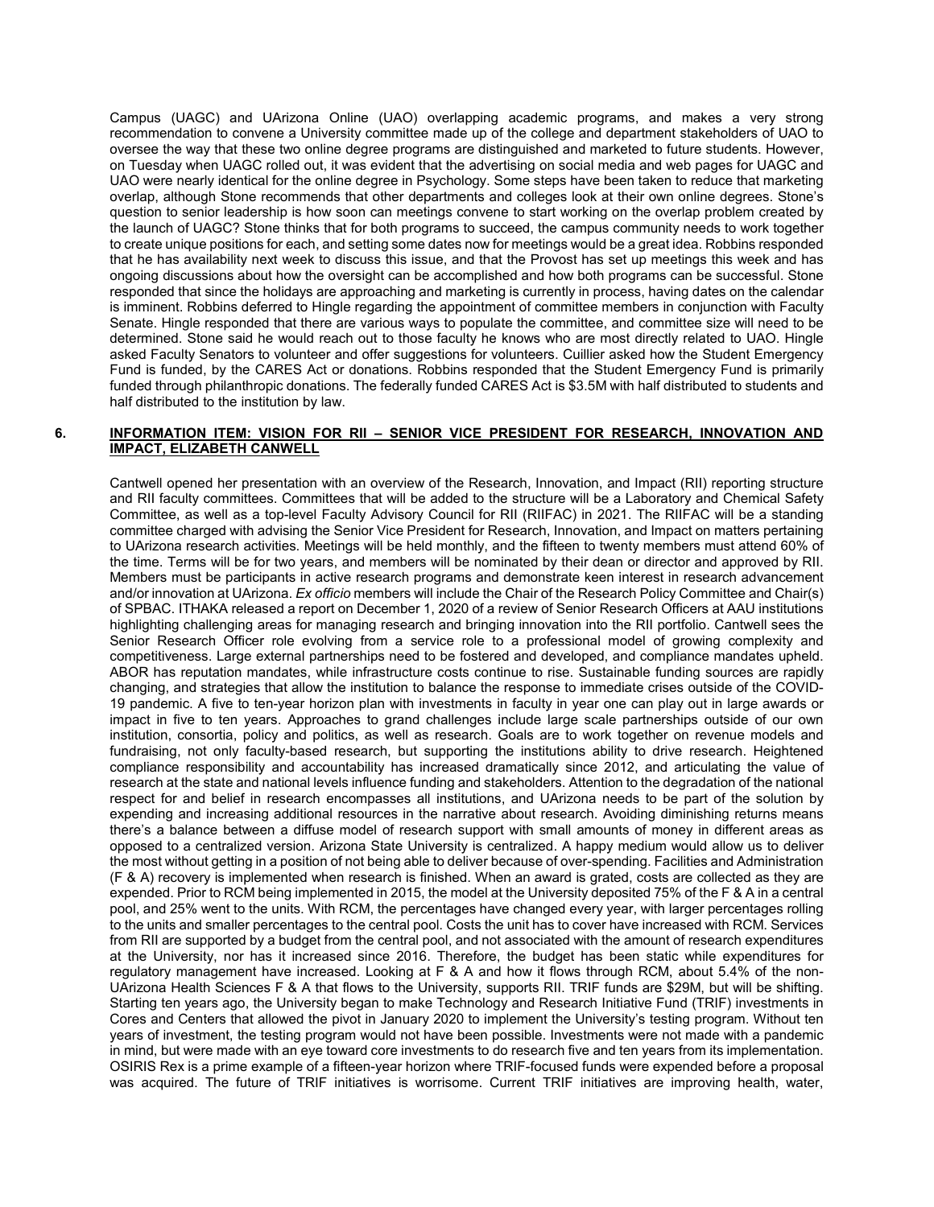Campus (UAGC) and UArizona Online (UAO) overlapping academic programs, and makes a very strong recommendation to convene a University committee made up of the college and department stakeholders of UAO to oversee the way that these two online degree programs are distinguished and marketed to future students. However, on Tuesday when UAGC rolled out, it was evident that the advertising on social media and web pages for UAGC and UAO were nearly identical for the online degree in Psychology. Some steps have been taken to reduce that marketing overlap, although Stone recommends that other departments and colleges look at their own online degrees. Stone's question to senior leadership is how soon can meetings convene to start working on the overlap problem created by the launch of UAGC? Stone thinks that for both programs to succeed, the campus community needs to work together to create unique positions for each, and setting some dates now for meetings would be a great idea. Robbins responded that he has availability next week to discuss this issue, and that the Provost has set up meetings this week and has ongoing discussions about how the oversight can be accomplished and how both programs can be successful. Stone responded that since the holidays are approaching and marketing is currently in process, having dates on the calendar is imminent. Robbins deferred to Hingle regarding the appointment of committee members in conjunction with Faculty Senate. Hingle responded that there are various ways to populate the committee, and committee size will need to be determined. Stone said he would reach out to those faculty he knows who are most directly related to UAO. Hingle asked Faculty Senators to volunteer and offer suggestions for volunteers. Cuillier asked how the Student Emergency Fund is funded, by the CARES Act or donations. Robbins responded that the Student Emergency Fund is primarily funded through philanthropic donations. The federally funded CARES Act is $3.5M with half distributed to students and half distributed to the institution by law.

**6. <u>INFORMATION ITEM: VISION FOR RII – SENIOR VICE PRESIDENT FOR RESEARCH, INNOVATION AND IMPACT, ELIZABETH CANWELL</u>**

Cantwell opened her presentation with an overview of the Research, Innovation, and Impact (RII) reporting structure and RII faculty committees. Committees that will be added to the structure will be a Laboratory and Chemical Safety Committee, as well as a top-level Faculty Advisory Council for RII (RIIFAC) in 2021. The RIIFAC will be a standing committee charged with advising the Senior Vice President for Research, Innovation, and Impact on matters pertaining to UArizona research activities. Meetings will be held monthly, and the fifteen to twenty members must attend 60% of the time. Terms will be for two years, and members will be nominated by their dean or director and approved by RII. Members must be participants in active research programs and demonstrate keen interest in research advancement and/or innovation at UArizona. *Ex officio* members will include the Chair of the Research Policy Committee and Chair(s) of SPBAC. ITHAKA released a report on December 1, 2020 of a review of Senior Research Officers at AAU institutions highlighting challenging areas for managing research and bringing innovation into the RII portfolio. Cantwell sees the Senior Research Officer role evolving from a service role to a professional model of growing complexity and competitiveness. Large external partnerships need to be fostered and developed, and compliance mandates upheld. ABOR has reputation mandates, while infrastructure costs continue to rise. Sustainable funding sources are rapidly changing, and strategies that allow the institution to balance the response to immediate crises outside of the COVID-19 pandemic. A five to ten-year horizon plan with investments in faculty in year one can play out in large awards or impact in five to ten years. Approaches to grand challenges include large scale partnerships outside of our own institution, consortia, policy and politics, as well as research. Goals are to work together on revenue models and fundraising, not only faculty-based research, but supporting the institutions ability to drive research. Heightened compliance responsibility and accountability has increased dramatically since 2012, and articulating the value of research at the state and national levels influence funding and stakeholders. Attention to the degradation of the national respect for and belief in research encompasses all institutions, and UArizona needs to be part of the solution by expending and increasing additional resources in the narrative about research. Avoiding diminishing returns means there's a balance between a diffuse model of research support with small amounts of money in different areas as opposed to a centralized version. Arizona State University is centralized. A happy medium would allow us to deliver the most without getting in a position of not being able to deliver because of over-spending. Facilities and Administration (F & A) recovery is implemented when research is finished. When an award is grated, costs are collected as they are expended. Prior to RCM being implemented in 2015, the model at the University deposited 75% of the F & A in a central pool, and 25% went to the units. With RCM, the percentages have changed every year, with larger percentages rolling to the units and smaller percentages to the central pool. Costs the unit has to cover have increased with RCM. Services from RII are supported by a budget from the central pool, and not associated with the amount of research expenditures at the University, nor has it increased since 2016. Therefore, the budget has been static while expenditures for regulatory management have increased. Looking at F & A and how it flows through RCM, about 5.4% of the non-UArizona Health Sciences F & A that flows to the University, supports RII. TRIF funds are $29M, but will be shifting. Starting ten years ago, the University began to make Technology and Research Initiative Fund (TRIF) investments in Cores and Centers that allowed the pivot in January 2020 to implement the University's testing program. Without ten years of investment, the testing program would not have been possible. Investments were not made with a pandemic in mind, but were made with an eye toward core investments to do research five and ten years from its implementation. OSIRIS Rex is a prime example of a fifteen-year horizon where TRIF-focused funds were expended before a proposal was acquired. The future of TRIF initiatives is worrisome. Current TRIF initiatives are improving health, water,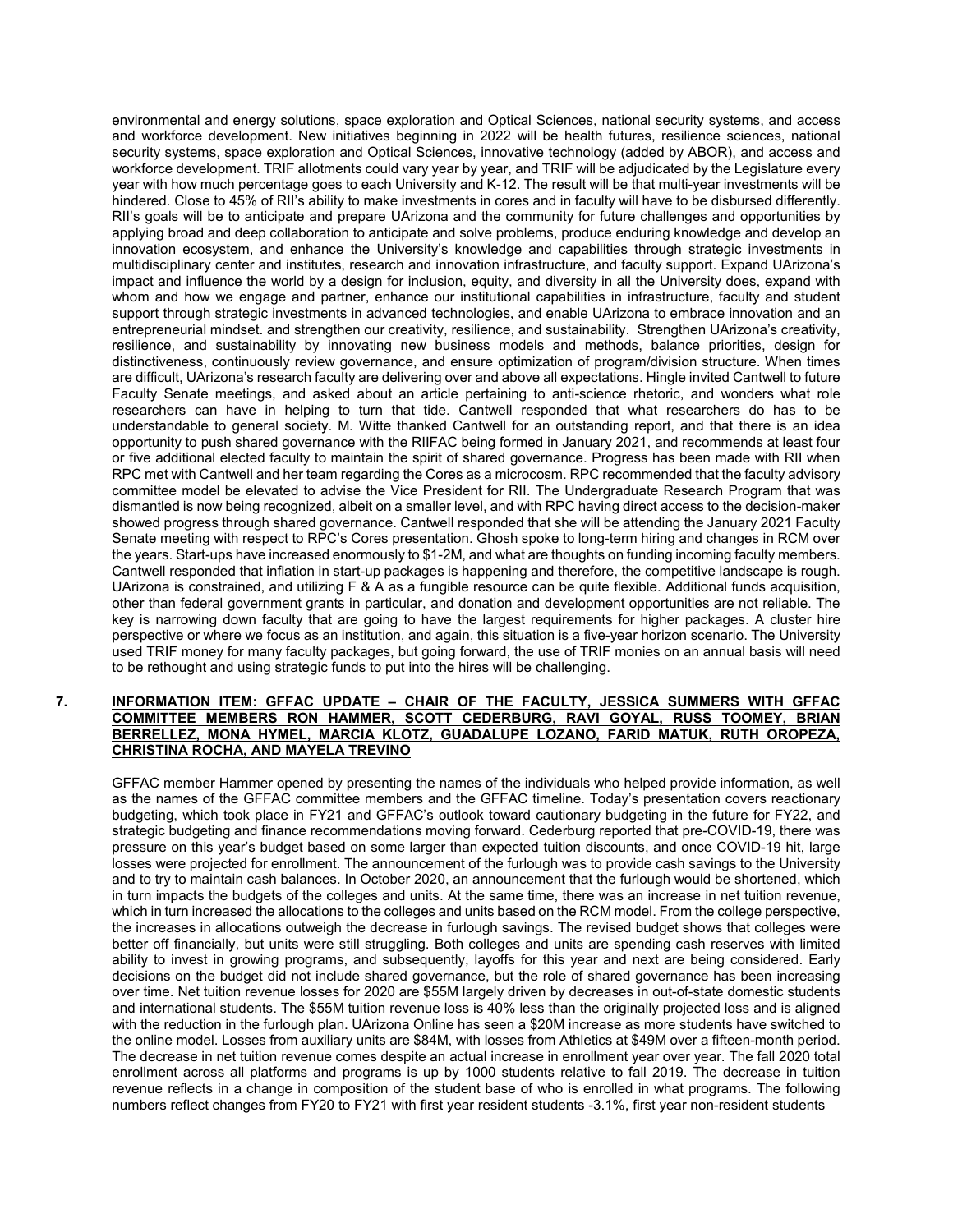environmental and energy solutions, space exploration and Optical Sciences, national security systems, and access and workforce development. New initiatives beginning in 2022 will be health futures, resilience sciences, national security systems, space exploration and Optical Sciences, innovative technology (added by ABOR), and access and workforce development. TRIF allotments could vary year by year, and TRIF will be adjudicated by the Legislature every year with how much percentage goes to each University and K-12. The result will be that multi-year investments will be hindered. Close to 45% of RII's ability to make investments in cores and in faculty will have to be disbursed differently. RII's goals will be to anticipate and prepare UArizona and the community for future challenges and opportunities by applying broad and deep collaboration to anticipate and solve problems, produce enduring knowledge and develop an innovation ecosystem, and enhance the University's knowledge and capabilities through strategic investments in multidisciplinary center and institutes, research and innovation infrastructure, and faculty support. Expand UArizona's impact and influence the world by a design for inclusion, equity, and diversity in all the University does, expand with whom and how we engage and partner, enhance our institutional capabilities in infrastructure, faculty and student support through strategic investments in advanced technologies, and enable UArizona to embrace innovation and an entrepreneurial mindset. and strengthen our creativity, resilience, and sustainability. Strengthen UArizona's creativity, resilience, and sustainability by innovating new business models and methods, balance priorities, design for distinctiveness, continuously review governance, and ensure optimization of program/division structure. When times are difficult, UArizona's research faculty are delivering over and above all expectations. Hingle invited Cantwell to future Faculty Senate meetings, and asked about an article pertaining to anti-science rhetoric, and wonders what role researchers can have in helping to turn that tide. Cantwell responded that what researchers do has to be understandable to general society. M. Witte thanked Cantwell for an outstanding report, and that there is an idea opportunity to push shared governance with the RIIFAC being formed in January 2021, and recommends at least four or five additional elected faculty to maintain the spirit of shared governance. Progress has been made with RII when RPC met with Cantwell and her team regarding the Cores as a microcosm. RPC recommended that the faculty advisory committee model be elevated to advise the Vice President for RII. The Undergraduate Research Program that was dismantled is now being recognized, albeit on a smaller level, and with RPC having direct access to the decision-maker showed progress through shared governance. Cantwell responded that she will be attending the January 2021 Faculty Senate meeting with respect to RPC's Cores presentation. Ghosh spoke to long-term hiring and changes in RCM over the years. Start-ups have increased enormously to $1-2M, and what are thoughts on funding incoming faculty members. Cantwell responded that inflation in start-up packages is happening and therefore, the competitive landscape is rough. UArizona is constrained, and utilizing F & A as a fungible resource can be quite flexible. Additional funds acquisition, other than federal government grants in particular, and donation and development opportunities are not reliable. The key is narrowing down faculty that are going to have the largest requirements for higher packages. A cluster hire perspective or where we focus as an institution, and again, this situation is a five-year horizon scenario. The University used TRIF money for many faculty packages, but going forward, the use of TRIF monies on an annual basis will need to be rethought and using strategic funds to put into the hires will be challenging.

**7. INFORMATION ITEM: GFFAC UPDATE – CHAIR OF THE FACULTY, JESSICA SUMMERS WITH GFFAC COMMITTEE MEMBERS RON HAMMER, SCOTT CEDERBURG, RAVI GOYAL, RUSS TOOMEY, BRIAN BERRELLEZ, MONA HYMEL, MARCIA KLOTZ, GUADALUPE LOZANO, FARID MATUK, RUTH OROPEZA, CHRISTINA ROCHA, AND MAYELA TREVINO**

GFFAC member Hammer opened by presenting the names of the individuals who helped provide information, as well as the names of the GFFAC committee members and the GFFAC timeline. Today's presentation covers reactionary budgeting, which took place in FY21 and GFFAC's outlook toward cautionary budgeting in the future for FY22, and strategic budgeting and finance recommendations moving forward. Cederburg reported that pre-COVID-19, there was pressure on this year's budget based on some larger than expected tuition discounts, and once COVID-19 hit, large losses were projected for enrollment. The announcement of the furlough was to provide cash savings to the University and to try to maintain cash balances. In October 2020, an announcement that the furlough would be shortened, which in turn impacts the budgets of the colleges and units. At the same time, there was an increase in net tuition revenue, which in turn increased the allocations to the colleges and units based on the RCM model. From the college perspective, the increases in allocations outweigh the decrease in furlough savings. The revised budget shows that colleges were better off financially, but units were still struggling. Both colleges and units are spending cash reserves with limited ability to invest in growing programs, and subsequently, layoffs for this year and next are being considered. Early decisions on the budget did not include shared governance, but the role of shared governance has been increasing over time. Net tuition revenue losses for 2020 are $55M largely driven by decreases in out-of-state domestic students and international students. The $55M tuition revenue loss is 40% less than the originally projected loss and is aligned with the reduction in the furlough plan. UArizona Online has seen a $20M increase as more students have switched to the online model. Losses from auxiliary units are $84M, with losses from Athletics at $49M over a fifteen-month period. The decrease in net tuition revenue comes despite an actual increase in enrollment year over year. The fall 2020 total enrollment across all platforms and programs is up by 1000 students relative to fall 2019. The decrease in tuition revenue reflects in a change in composition of the student base of who is enrolled in what programs. The following numbers reflect changes from FY20 to FY21 with first year resident students -3.1%, first year non-resident students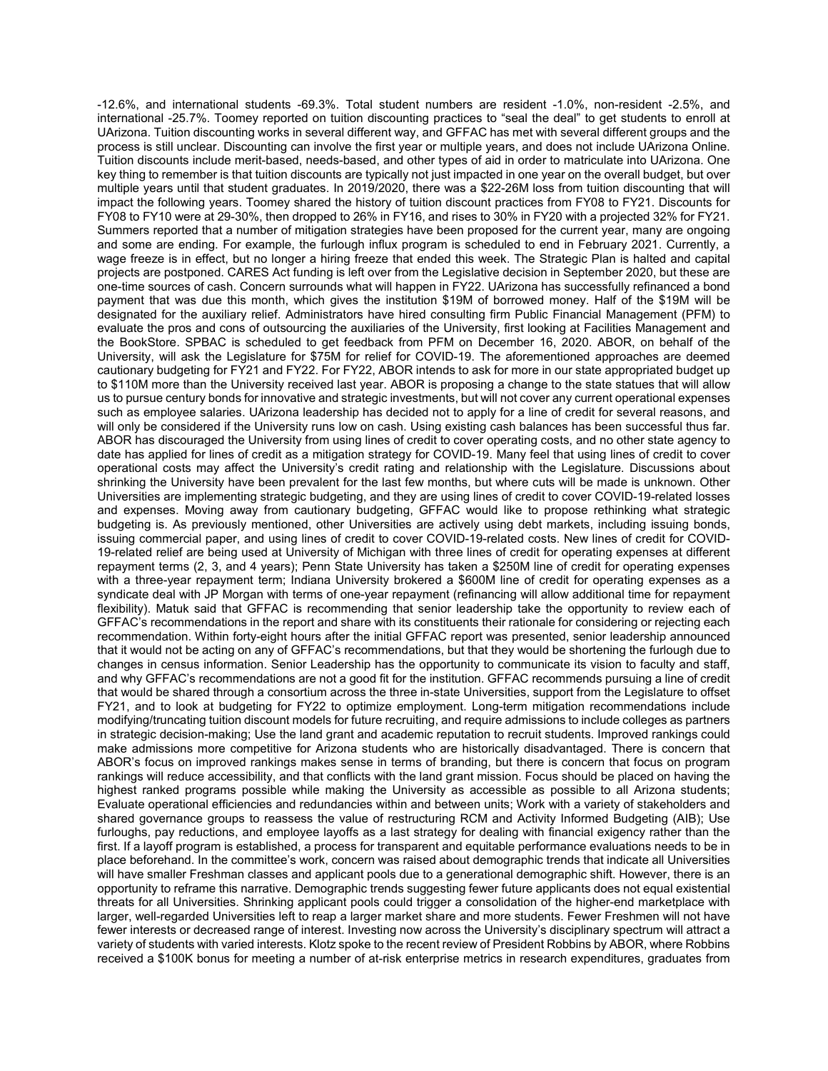-12.6%, and international students -69.3%. Total student numbers are resident -1.0%, non-resident -2.5%, and international -25.7%. Toomey reported on tuition discounting practices to "seal the deal" to get students to enroll at UArizona. Tuition discounting works in several different way, and GFFAC has met with several different groups and the process is still unclear. Discounting can involve the first year or multiple years, and does not include UArizona Online. Tuition discounts include merit-based, needs-based, and other types of aid in order to matriculate into UArizona. One key thing to remember is that tuition discounts are typically not just impacted in one year on the overall budget, but over multiple years until that student graduates. In 2019/2020, there was a $22-26M loss from tuition discounting that will impact the following years. Toomey shared the history of tuition discount practices from FY08 to FY21. Discounts for FY08 to FY10 were at 29-30%, then dropped to 26% in FY16, and rises to 30% in FY20 with a projected 32% for FY21. Summers reported that a number of mitigation strategies have been proposed for the current year, many are ongoing and some are ending. For example, the furlough influx program is scheduled to end in February 2021. Currently, a wage freeze is in effect, but no longer a hiring freeze that ended this week. The Strategic Plan is halted and capital projects are postponed. CARES Act funding is left over from the Legislative decision in September 2020, but these are one-time sources of cash. Concern surrounds what will happen in FY22. UArizona has successfully refinanced a bond payment that was due this month, which gives the institution $19M of borrowed money. Half of the $19M will be designated for the auxiliary relief. Administrators have hired consulting firm Public Financial Management (PFM) to evaluate the pros and cons of outsourcing the auxiliaries of the University, first looking at Facilities Management and the BookStore. SPBAC is scheduled to get feedback from PFM on December 16, 2020. ABOR, on behalf of the University, will ask the Legislature for $75M for relief for COVID-19. The aforementioned approaches are deemed cautionary budgeting for FY21 and FY22. For FY22, ABOR intends to ask for more in our state appropriated budget up to $110M more than the University received last year. ABOR is proposing a change to the state statues that will allow us to pursue century bonds for innovative and strategic investments, but will not cover any current operational expenses such as employee salaries. UArizona leadership has decided not to apply for a line of credit for several reasons, and will only be considered if the University runs low on cash. Using existing cash balances has been successful thus far. ABOR has discouraged the University from using lines of credit to cover operating costs, and no other state agency to date has applied for lines of credit as a mitigation strategy for COVID-19. Many feel that using lines of credit to cover operational costs may affect the University's credit rating and relationship with the Legislature. Discussions about shrinking the University have been prevalent for the last few months, but where cuts will be made is unknown. Other Universities are implementing strategic budgeting, and they are using lines of credit to cover COVID-19-related losses and expenses. Moving away from cautionary budgeting, GFFAC would like to propose rethinking what strategic budgeting is. As previously mentioned, other Universities are actively using debt markets, including issuing bonds, issuing commercial paper, and using lines of credit to cover COVID-19-related costs. New lines of credit for COVID-19-related relief are being used at University of Michigan with three lines of credit for operating expenses at different repayment terms (2, 3, and 4 years); Penn State University has taken a $250M line of credit for operating expenses with a three-year repayment term; Indiana University brokered a $600M line of credit for operating expenses as a syndicate deal with JP Morgan with terms of one-year repayment (refinancing will allow additional time for repayment flexibility). Matuk said that GFFAC is recommending that senior leadership take the opportunity to review each of GFFAC's recommendations in the report and share with its constituents their rationale for considering or rejecting each recommendation. Within forty-eight hours after the initial GFFAC report was presented, senior leadership announced that it would not be acting on any of GFFAC's recommendations, but that they would be shortening the furlough due to changes in census information. Senior Leadership has the opportunity to communicate its vision to faculty and staff, and why GFFAC's recommendations are not a good fit for the institution. GFFAC recommends pursuing a line of credit that would be shared through a consortium across the three in-state Universities, support from the Legislature to offset FY21, and to look at budgeting for FY22 to optimize employment. Long-term mitigation recommendations include modifying/truncating tuition discount models for future recruiting, and require admissions to include colleges as partners in strategic decision-making; Use the land grant and academic reputation to recruit students. Improved rankings could make admissions more competitive for Arizona students who are historically disadvantaged. There is concern that ABOR's focus on improved rankings makes sense in terms of branding, but there is concern that focus on program rankings will reduce accessibility, and that conflicts with the land grant mission. Focus should be placed on having the highest ranked programs possible while making the University as accessible as possible to all Arizona students; Evaluate operational efficiencies and redundancies within and between units; Work with a variety of stakeholders and shared governance groups to reassess the value of restructuring RCM and Activity Informed Budgeting (AIB); Use furloughs, pay reductions, and employee layoffs as a last strategy for dealing with financial exigency rather than the first. If a layoff program is established, a process for transparent and equitable performance evaluations needs to be in place beforehand. In the committee's work, concern was raised about demographic trends that indicate all Universities will have smaller Freshman classes and applicant pools due to a generational demographic shift. However, there is an opportunity to reframe this narrative. Demographic trends suggesting fewer future applicants does not equal existential threats for all Universities. Shrinking applicant pools could trigger a consolidation of the higher-end marketplace with larger, well-regarded Universities left to reap a larger market share and more students. Fewer Freshmen will not have fewer interests or decreased range of interest. Investing now across the University's disciplinary spectrum will attract a variety of students with varied interests. Klotz spoke to the recent review of President Robbins by ABOR, where Robbins received a $100K bonus for meeting a number of at-risk enterprise metrics in research expenditures, graduates from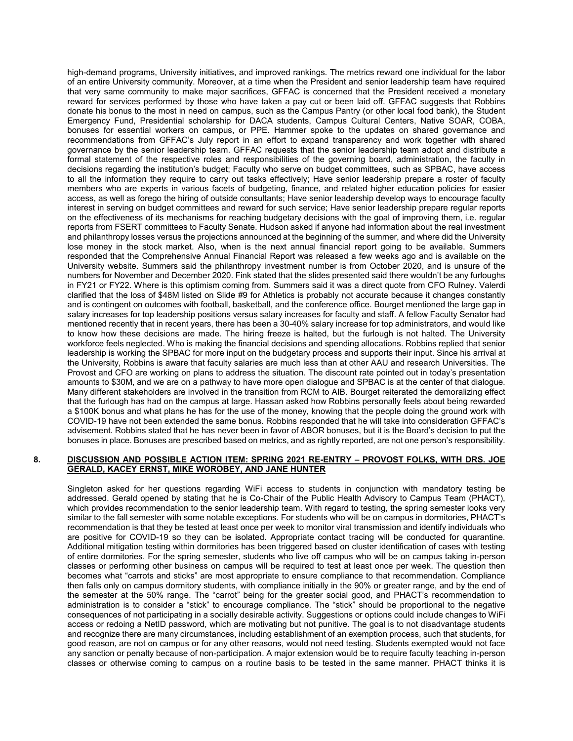high-demand programs, University initiatives, and improved rankings. The metrics reward one individual for the labor of an entire University community. Moreover, at a time when the President and senior leadership team have required that very same community to make major sacrifices, GFFAC is concerned that the President received a monetary reward for services performed by those who have taken a pay cut or been laid off. GFFAC suggests that Robbins donate his bonus to the most in need on campus, such as the Campus Pantry (or other local food bank), the Student Emergency Fund, Presidential scholarship for DACA students, Campus Cultural Centers, Native SOAR, COBA, bonuses for essential workers on campus, or PPE. Hammer spoke to the updates on shared governance and recommendations from GFFAC's July report in an effort to expand transparency and work together with shared governance by the senior leadership team. GFFAC requests that the senior leadership team adopt and distribute a formal statement of the respective roles and responsibilities of the governing board, administration, the faculty in decisions regarding the institution's budget; Faculty who serve on budget committees, such as SPBAC, have access to all the information they require to carry out tasks effectively; Have senior leadership prepare a roster of faculty members who are experts in various facets of budgeting, finance, and related higher education policies for easier access, as well as forego the hiring of outside consultants; Have senior leadership develop ways to encourage faculty interest in serving on budget committees and reward for such service; Have senior leadership prepare regular reports on the effectiveness of its mechanisms for reaching budgetary decisions with the goal of improving them, i.e. regular reports from FSERT committees to Faculty Senate. Hudson asked if anyone had information about the real investment and philanthropy losses versus the projections announced at the beginning of the summer, and where did the University lose money in the stock market. Also, when is the next annual financial report going to be available. Summers responded that the Comprehensive Annual Financial Report was released a few weeks ago and is available on the University website. Summers said the philanthropy investment number is from October 2020, and is unsure of the numbers for November and December 2020. Fink stated that the slides presented said there wouldn't be any furloughs in FY21 or FY22. Where is this optimism coming from. Summers said it was a direct quote from CFO Rulney. Valerdi clarified that the loss of $48M listed on Slide #9 for Athletics is probably not accurate because it changes constantly and is contingent on outcomes with football, basketball, and the conference office. Bourget mentioned the large gap in salary increases for top leadership positions versus salary increases for faculty and staff. A fellow Faculty Senator had mentioned recently that in recent years, there has been a 30-40% salary increase for top administrators, and would like to know how these decisions are made. The hiring freeze is halted, but the furlough is not halted. The University workforce feels neglected. Who is making the financial decisions and spending allocations. Robbins replied that senior leadership is working the SPBAC for more input on the budgetary process and supports their input. Since his arrival at the University, Robbins is aware that faculty salaries are much less than at other AAU and research Universities. The Provost and CFO are working on plans to address the situation. The discount rate pointed out in today's presentation amounts to $30M, and we are on a pathway to have more open dialogue and SPBAC is at the center of that dialogue. Many different stakeholders are involved in the transition from RCM to AIB. Bourget reiterated the demoralizing effect that the furlough has had on the campus at large. Hassan asked how Robbins personally feels about being rewarded a $100K bonus and what plans he has for the use of the money, knowing that the people doing the ground work with COVID-19 have not been extended the same bonus. Robbins responded that he will take into consideration GFFAC's advisement. Robbins stated that he has never been in favor of ABOR bonuses, but it is the Board's decision to put the bonuses in place. Bonuses are prescribed based on metrics, and as rightly reported, are not one person's responsibility.

## 8. DISCUSSION AND POSSIBLE ACTION ITEM: SPRING 2021 RE-ENTRY – PROVOST FOLKS, WITH DRS. JOE GERALD, KACEY ERNST, MIKE WOROBEY, AND JANE HUNTER

Singleton asked for her questions regarding WiFi access to students in conjunction with mandatory testing be addressed. Gerald opened by stating that he is Co-Chair of the Public Health Advisory to Campus Team (PHACT), which provides recommendation to the senior leadership team. With regard to testing, the spring semester looks very similar to the fall semester with some notable exceptions. For students who will be on campus in dormitories, PHACT's recommendation is that they be tested at least once per week to monitor viral transmission and identify individuals who are positive for COVID-19 so they can be isolated. Appropriate contact tracing will be conducted for quarantine. Additional mitigation testing within dormitories has been triggered based on cluster identification of cases with testing of entire dormitories. For the spring semester, students who live off campus who will be on campus taking in-person classes or performing other business on campus will be required to test at least once per week. The question then becomes what "carrots and sticks" are most appropriate to ensure compliance to that recommendation. Compliance then falls only on campus dormitory students, with compliance initially in the 90% or greater range, and by the end of the semester at the 50% range. The "carrot" being for the greater social good, and PHACT's recommendation to administration is to consider a "stick" to encourage compliance. The "stick" should be proportional to the negative consequences of not participating in a socially desirable activity. Suggestions or options could include changes to WiFi access or redoing a NetID password, which are motivating but not punitive. The goal is to not disadvantage students and recognize there are many circumstances, including establishment of an exemption process, such that students, for good reason, are not on campus or for any other reasons, would not need testing. Students exempted would not face any sanction or penalty because of non-participation. A major extension would be to require faculty teaching in-person classes or otherwise coming to campus on a routine basis to be tested in the same manner. PHACT thinks it is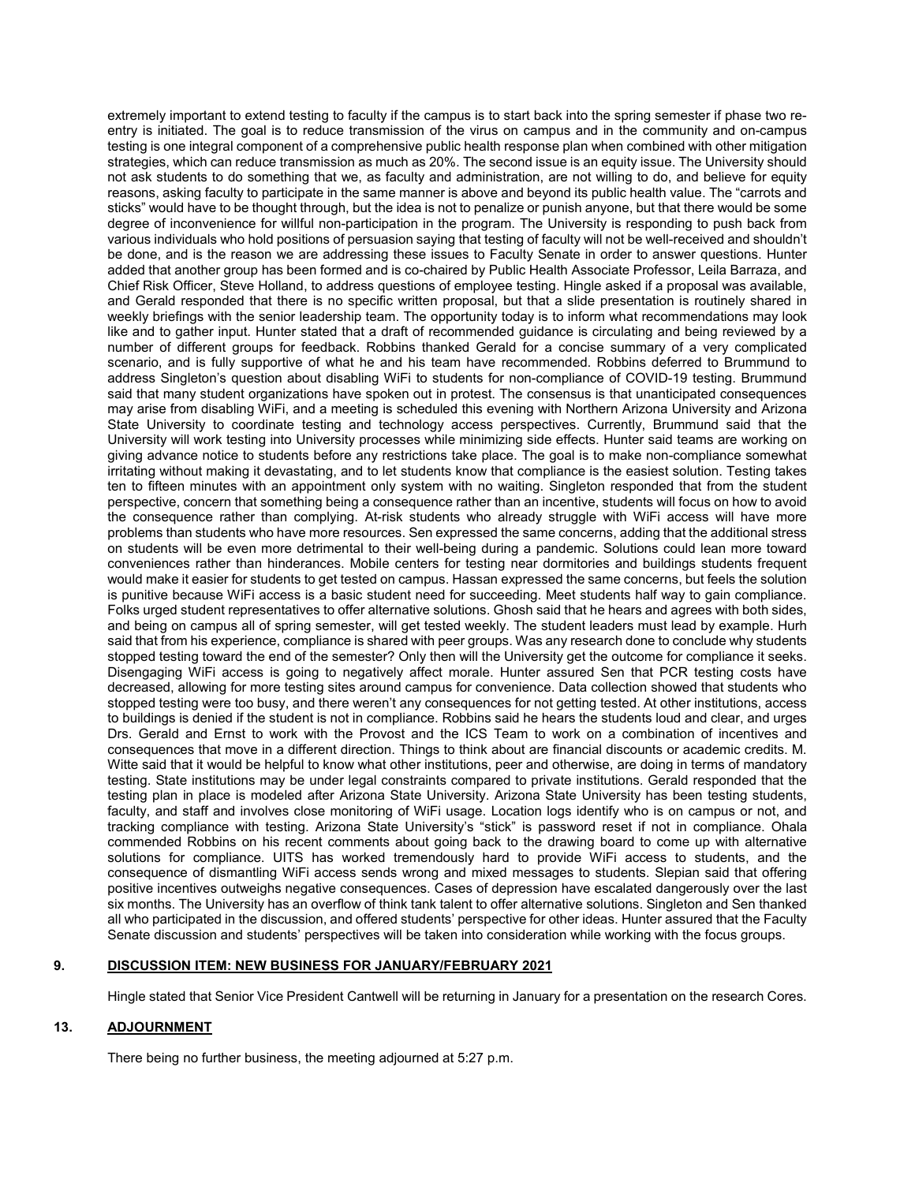extremely important to extend testing to faculty if the campus is to start back into the spring semester if phase two re-entry is initiated. The goal is to reduce transmission of the virus on campus and in the community and on-campus testing is one integral component of a comprehensive public health response plan when combined with other mitigation strategies, which can reduce transmission as much as 20%. The second issue is an equity issue. The University should not ask students to do something that we, as faculty and administration, are not willing to do, and believe for equity reasons, asking faculty to participate in the same manner is above and beyond its public health value. The "carrots and sticks" would have to be thought through, but the idea is not to penalize or punish anyone, but that there would be some degree of inconvenience for willful non-participation in the program. The University is responding to push back from various individuals who hold positions of persuasion saying that testing of faculty will not be well-received and shouldn't be done, and is the reason we are addressing these issues to Faculty Senate in order to answer questions. Hunter added that another group has been formed and is co-chaired by Public Health Associate Professor, Leila Barraza, and Chief Risk Officer, Steve Holland, to address questions of employee testing. Hingle asked if a proposal was available, and Gerald responded that there is no specific written proposal, but that a slide presentation is routinely shared in weekly briefings with the senior leadership team. The opportunity today is to inform what recommendations may look like and to gather input. Hunter stated that a draft of recommended guidance is circulating and being reviewed by a number of different groups for feedback. Robbins thanked Gerald for a concise summary of a very complicated scenario, and is fully supportive of what he and his team have recommended. Robbins deferred to Brummund to address Singleton's question about disabling WiFi to students for non-compliance of COVID-19 testing. Brummund said that many student organizations have spoken out in protest. The consensus is that unanticipated consequences may arise from disabling WiFi, and a meeting is scheduled this evening with Northern Arizona University and Arizona State University to coordinate testing and technology access perspectives. Currently, Brummund said that the University will work testing into University processes while minimizing side effects. Hunter said teams are working on giving advance notice to students before any restrictions take place. The goal is to make non-compliance somewhat irritating without making it devastating, and to let students know that compliance is the easiest solution. Testing takes ten to fifteen minutes with an appointment only system with no waiting. Singleton responded that from the student perspective, concern that something being a consequence rather than an incentive, students will focus on how to avoid the consequence rather than complying. At-risk students who already struggle with WiFi access will have more problems than students who have more resources. Sen expressed the same concerns, adding that the additional stress on students will be even more detrimental to their well-being during a pandemic. Solutions could lean more toward conveniences rather than hinderances. Mobile centers for testing near dormitories and buildings students frequent would make it easier for students to get tested on campus. Hassan expressed the same concerns, but feels the solution is punitive because WiFi access is a basic student need for succeeding. Meet students half way to gain compliance. Folks urged student representatives to offer alternative solutions. Ghosh said that he hears and agrees with both sides, and being on campus all of spring semester, will get tested weekly. The student leaders must lead by example. Hurh said that from his experience, compliance is shared with peer groups. Was any research done to conclude why students stopped testing toward the end of the semester? Only then will the University get the outcome for compliance it seeks. Disengaging WiFi access is going to negatively affect morale. Hunter assured Sen that PCR testing costs have decreased, allowing for more testing sites around campus for convenience. Data collection showed that students who stopped testing were too busy, and there weren't any consequences for not getting tested. At other institutions, access to buildings is denied if the student is not in compliance. Robbins said he hears the students loud and clear, and urges Drs. Gerald and Ernst to work with the Provost and the ICS Team to work on a combination of incentives and consequences that move in a different direction. Things to think about are financial discounts or academic credits. M. Witte said that it would be helpful to know what other institutions, peer and otherwise, are doing in terms of mandatory testing. State institutions may be under legal constraints compared to private institutions. Gerald responded that the testing plan in place is modeled after Arizona State University. Arizona State University has been testing students, faculty, and staff and involves close monitoring of WiFi usage. Location logs identify who is on campus or not, and tracking compliance with testing. Arizona State University's "stick" is password reset if not in compliance. Ohala commended Robbins on his recent comments about going back to the drawing board to come up with alternative solutions for compliance. UITS has worked tremendously hard to provide WiFi access to students, and the consequence of dismantling WiFi access sends wrong and mixed messages to students. Slepian said that offering positive incentives outweighs negative consequences. Cases of depression have escalated dangerously over the last six months. The University has an overflow of think tank talent to offer alternative solutions. Singleton and Sen thanked all who participated in the discussion, and offered students' perspective for other ideas. Hunter assured that the Faculty Senate discussion and students' perspectives will be taken into consideration while working with the focus groups.

## 9. <u>DISCUSSION ITEM: NEW BUSINESS FOR JANUARY/FEBRUARY 2021</u>

Hingle stated that Senior Vice President Cantwell will be returning in January for a presentation on the research Cores.

## 13. <u>ADJOURNMENT</u>

There being no further business, the meeting adjourned at 5:27 p.m.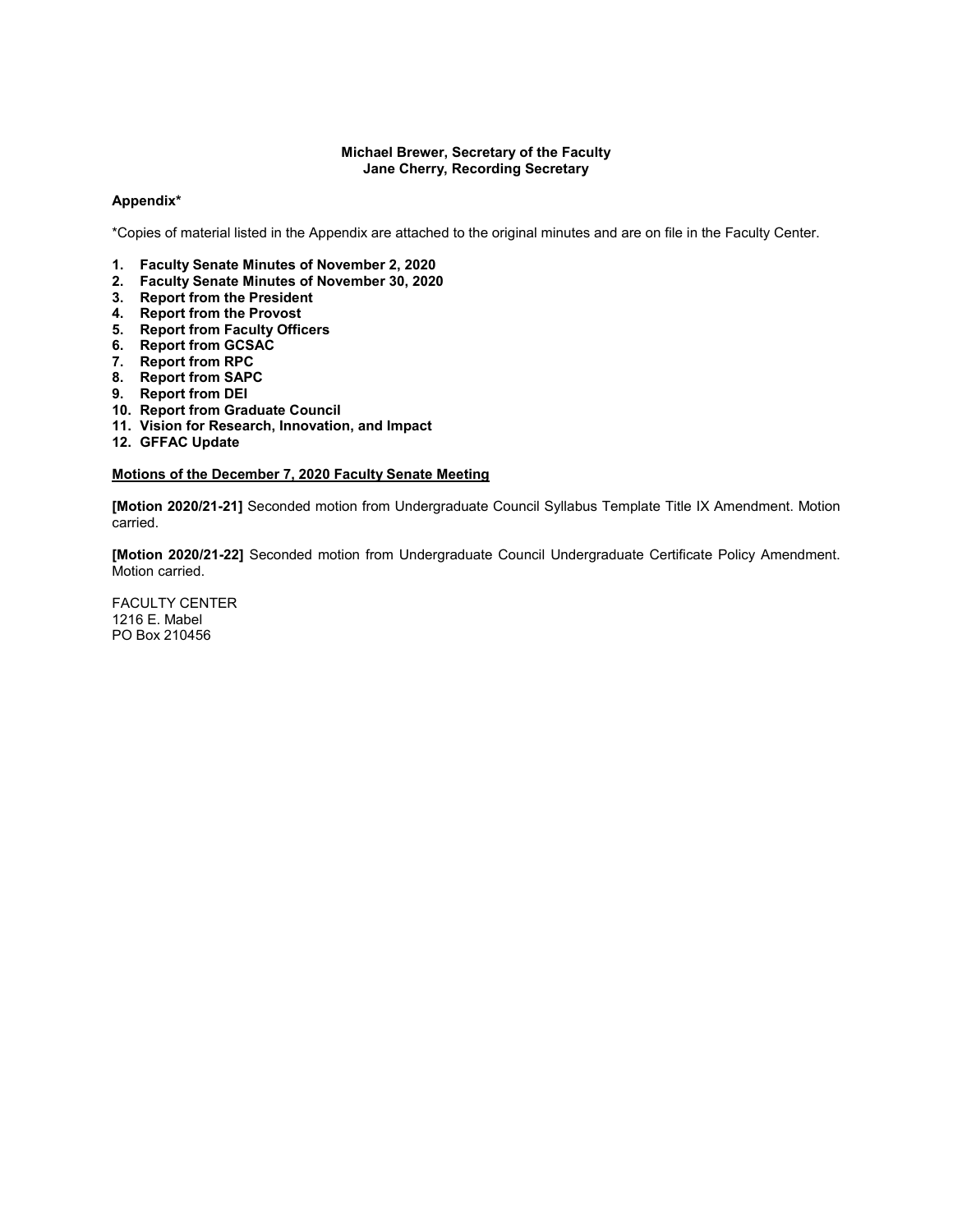**Michael Brewer, Secretary of the Faculty**
**Jane Cherry, Recording Secretary**

**Appendix***

*Copies of material listed in the Appendix are attached to the original minutes and are on file in the Faculty Center.

1. **Faculty Senate Minutes of November 2, 2020**
2. **Faculty Senate Minutes of November 30, 2020**
3. **Report from the President**
4. **Report from the Provost**
5. **Report from Faculty Officers**
6. **Report from GCSAC**
7. **Report from RPC**
8. **Report from SAPC**
9. **Report from DEI**
10. **Report from Graduate Council**
11. **Vision for Research, Innovation, and Impact**
12. **GFFAC Update**

**Motions of the December 7, 2020 Faculty Senate Meeting**

**[Motion 2020/21-21]** Seconded motion from Undergraduate Council Syllabus Template Title IX Amendment. Motion carried.

**[Motion 2020/21-22]** Seconded motion from Undergraduate Council Undergraduate Certificate Policy Amendment. Motion carried.

FACULTY CENTER
1216 E. Mabel
PO Box 210456